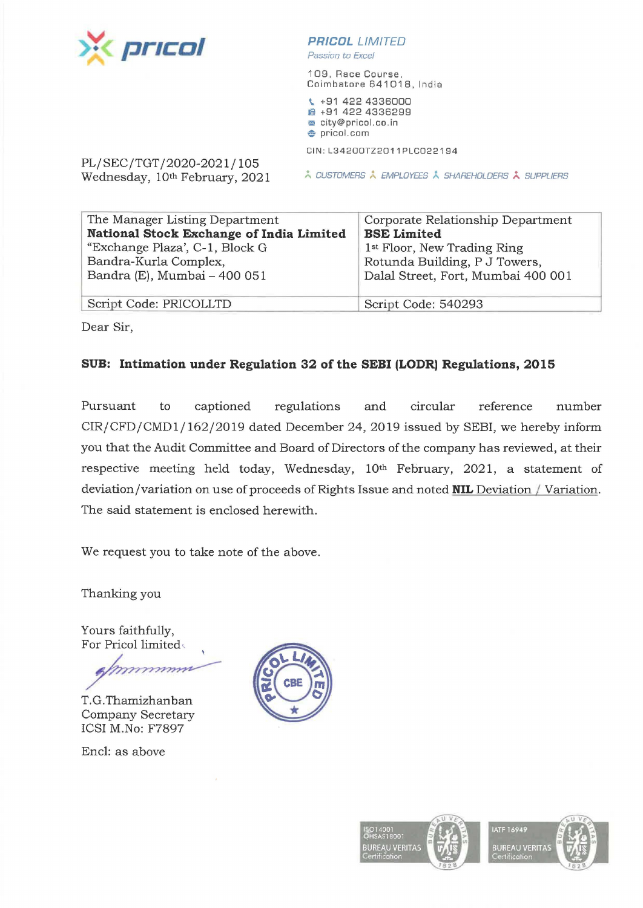pricol

**PRICOL LIMITED**
*Passion to Excel*

109, Race Course,
Coimbatore 641018, India

+91 422 4336000
+91 422 4336299
city@pricol.co.in
pricol.com

CIN: L34200TZ2011PLC022194

CUSTOMERS EMPLOYEES SHAREHOLDERS SUPPLIERS

PL/SEC/TGT/2020-2021/105
Wednesday, 10th February, 2021

| The Manager Listing Department **National Stock Exchange of India Limited** "Exchange Plaza', C-1, Block G Bandra-Kurla Complex, Bandra (E), Mumbai – 400 051 | Corporate Relationship Department **BSE Limited** 1st Floor, New Trading Ring Rotunda Building, P J Towers, Dalal Street, Fort, Mumbai 400 001 |
|---|---|
| Script Code: PRICOLLTD | Script Code: 540293 |

Dear Sir,

**SUB: Intimation under Regulation 32 of the SEBI (LODR) Regulations, 2015**

Pursuant to captioned regulations and circular reference number CIR/CFD/CMD1/162/2019 dated December 24, 2019 issued by SEBI, we hereby inform you that the Audit Committee and Board of Directors of the company has reviewed, at their respective meeting held today, Wednesday, 10th February, 2021, a statement of deviation/variation on use of proceeds of Rights Issue and noted **NIL** Deviation / Variation. The said statement is enclosed herewith.

We request you to take note of the above.

Thanking you

Yours faithfully,
For Pricol limited

T.G.Thamizhanban
Company Secretary
ICSI M.No: F7897

Encl: as above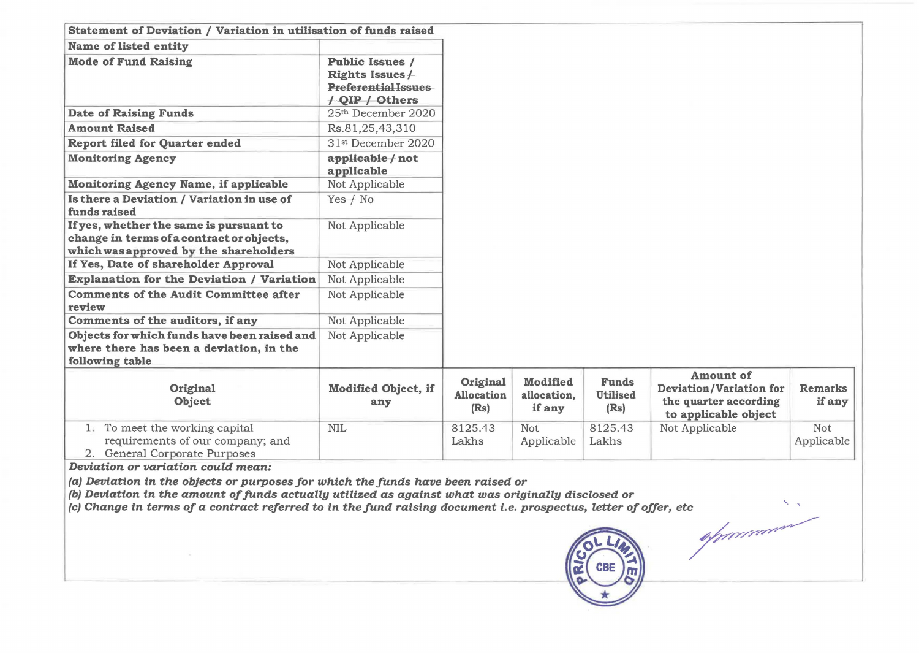| Statement of Deviation / Variation in utilisation of funds raised | |
|---|---|
| **Name of listed entity** | |
| **Mode of Fund Raising** | ~~Public Issues /~~ **Rights Issues** ~~/ Preferential Issues / QIP / Others~~ |
| **Date of Raising Funds** | 25th December 2020 |
| **Amount Raised** | Rs.81,25,43,310 |
| **Report filed for Quarter ended** | 31st December 2020 |
| **Monitoring Agency** | ~~applicable /~~ **not applicable** |
| **Monitoring Agency Name, if applicable** | Not Applicable |
| **Is there a Deviation / Variation in use of funds raised** | ~~Yes /~~ No |
| **If yes, whether the same is pursuant to change in terms of a contract or objects, which was approved by the shareholders** | Not Applicable |
| **If Yes, Date of shareholder Approval** | Not Applicable |
| **Explanation for the Deviation / Variation** | Not Applicable |
| **Comments of the Audit Committee after review** | Not Applicable |
| **Comments of the auditors, if any** | Not Applicable |
| **Objects for which funds have been raised and where there has been a deviation, in the following table** | Not Applicable |

| Original Object | Modified Object, if any | Original Allocation (Rs) | Modified allocation, if any | Funds Utilised (Rs) | Amount of Deviation/Variation for the quarter according to applicable object | Remarks if any |
|---|---|---|---|---|---|---|
| 1. To meet the working capital requirements of our company; and 2. General Corporate Purposes | NIL | 8125.43 Lakhs | Not Applicable | 8125.43 Lakhs | Not Applicable | Not Applicable |

***Deviation or variation could mean:***

***(a) Deviation in the objects or purposes for which the funds have been raised or***

***(b) Deviation in the amount of funds actually utilized as against what was originally disclosed or***

***(c) Change in terms of a contract referred to in the fund raising document i.e. prospectus, letter of offer, etc***

PRICOL LIMITED CBE